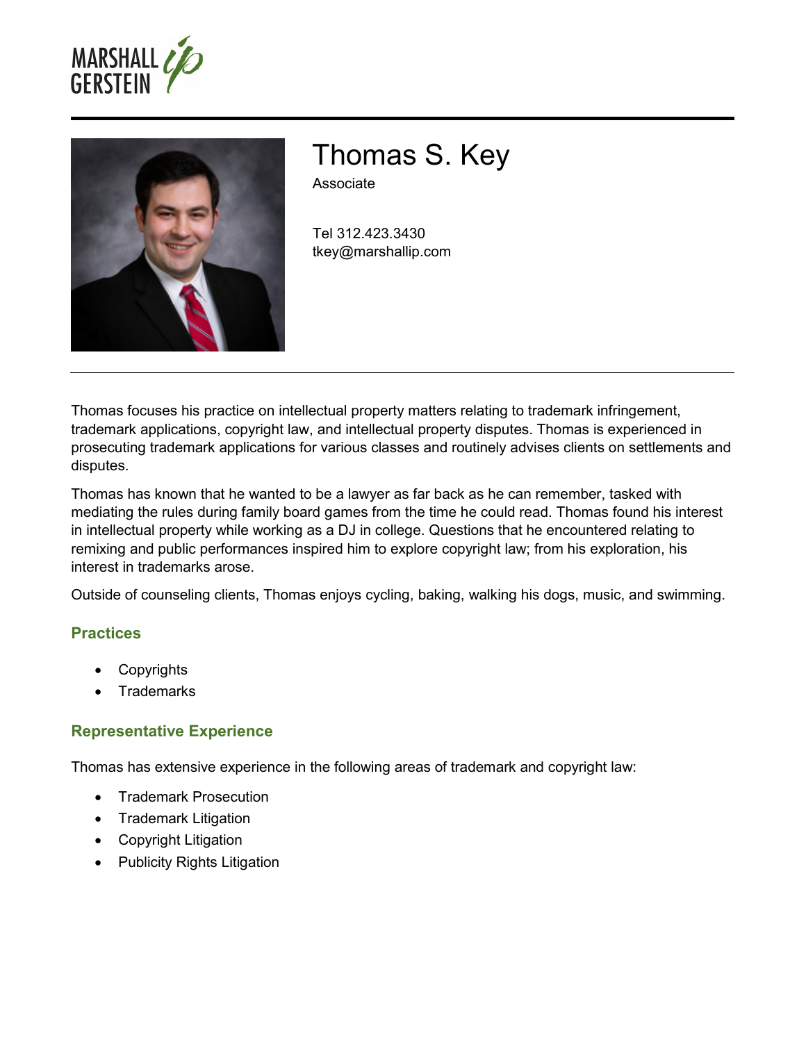# Thomas S. Key

Associate

Tel 312.423.3430
tkey@marshallip.com

Thomas focuses his practice on intellectual property matters relating to trademark infringement, trademark applications, copyright law, and intellectual property disputes. Thomas is experienced in prosecuting trademark applications for various classes and routinely advises clients on settlements and disputes.

Thomas has known that he wanted to be a lawyer as far back as he can remember, tasked with mediating the rules during family board games from the time he could read. Thomas found his interest in intellectual property while working as a DJ in college. Questions that he encountered relating to remixing and public performances inspired him to explore copyright law; from his exploration, his interest in trademarks arose.

Outside of counseling clients, Thomas enjoys cycling, baking, walking his dogs, music, and swimming.

## Practices

- Copyrights
- Trademarks

## Representative Experience

Thomas has extensive experience in the following areas of trademark and copyright law:

- Trademark Prosecution
- Trademark Litigation
- Copyright Litigation
- Publicity Rights Litigation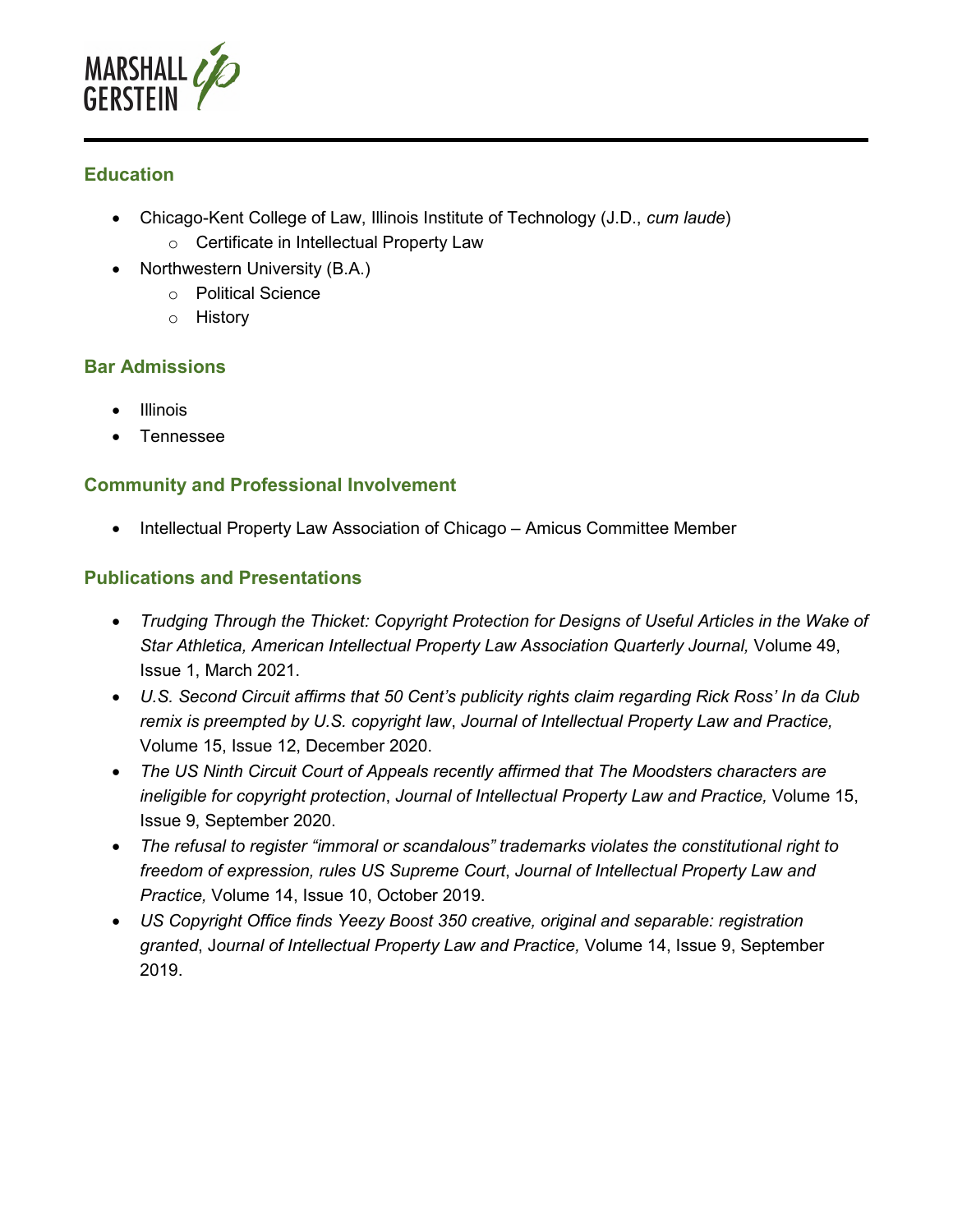## Education

- Chicago-Kent College of Law, Illinois Institute of Technology (J.D., *cum laude*)
    - Certificate in Intellectual Property Law
- Northwestern University (B.A.)
    - Political Science
    - History

## Bar Admissions

- Illinois
- Tennessee

## Community and Professional Involvement

- Intellectual Property Law Association of Chicago – Amicus Committee Member

## Publications and Presentations

- *Trudging Through the Thicket: Copyright Protection for Designs of Useful Articles in the Wake of Star Athletica, American Intellectual Property Law Association Quarterly Journal,* Volume 49, Issue 1, March 2021.
- *U.S. Second Circuit affirms that 50 Cent's publicity rights claim regarding Rick Ross' In da Club remix is preempted by U.S. copyright law*, *Journal of Intellectual Property Law and Practice,* Volume 15, Issue 12, December 2020.
- *The US Ninth Circuit Court of Appeals recently affirmed that The Moodsters characters are ineligible for copyright protection*, *Journal of Intellectual Property Law and Practice,* Volume 15, Issue 9, September 2020.
- *The refusal to register "immoral or scandalous" trademarks violates the constitutional right to freedom of expression, rules US Supreme Court*, *Journal of Intellectual Property Law and Practice,* Volume 14, Issue 10, October 2019.
- *US Copyright Office finds Yeezy Boost 350 creative, original and separable: registration granted*, *Journal of Intellectual Property Law and Practice,* Volume 14, Issue 9, September 2019.